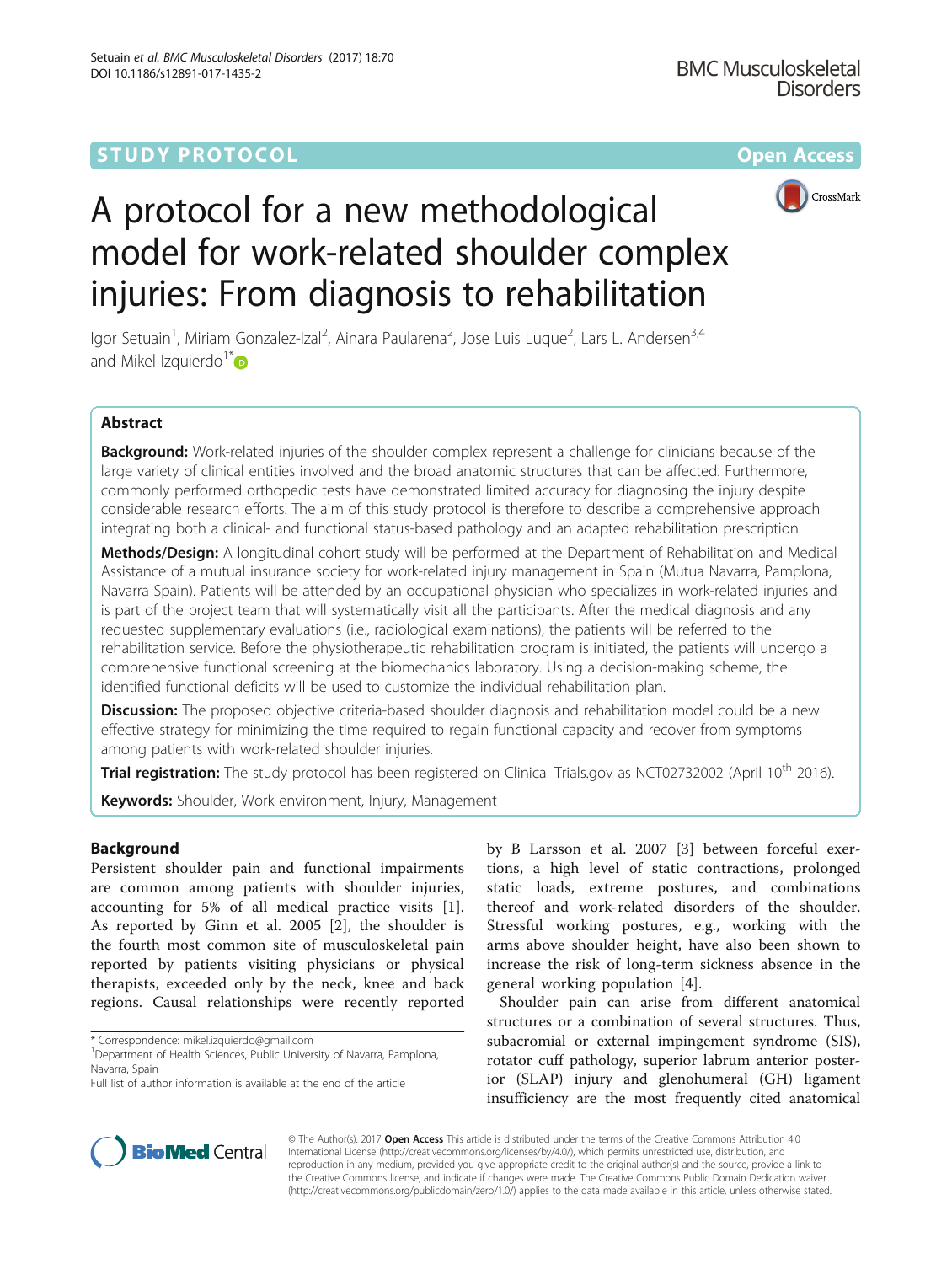STUDY PROTOCOL Open Access

# A protocol for a new methodological model for work-related shoulder complex injuries: From diagnosis to rehabilitation

Igor Setuain[1], Miriam Gonzalez-Izal[2], Ainara Paularena[2], Jose Luis Luque[2], Lars L. Andersen[3,4] and Mikel Izquierdo[1*]

## Abstract

**Background:** Work-related injuries of the shoulder complex represent a challenge for clinicians because of the large variety of clinical entities involved and the broad anatomic structures that can be affected. Furthermore, commonly performed orthopedic tests have demonstrated limited accuracy for diagnosing the injury despite considerable research efforts. The aim of this study protocol is therefore to describe a comprehensive approach integrating both a clinical- and functional status-based pathology and an adapted rehabilitation prescription.

**Methods/Design:** A longitudinal cohort study will be performed at the Department of Rehabilitation and Medical Assistance of a mutual insurance society for work-related injury management in Spain (Mutua Navarra, Pamplona, Navarra Spain). Patients will be attended by an occupational physician who specializes in work-related injuries and is part of the project team that will systematically visit all the participants. After the medical diagnosis and any requested supplementary evaluations (i.e., radiological examinations), the patients will be referred to the rehabilitation service. Before the physiotherapeutic rehabilitation program is initiated, the patients will undergo a comprehensive functional screening at the biomechanics laboratory. Using a decision-making scheme, the identified functional deficits will be used to customize the individual rehabilitation plan.

**Discussion:** The proposed objective criteria-based shoulder diagnosis and rehabilitation model could be a new effective strategy for minimizing the time required to regain functional capacity and recover from symptoms among patients with work-related shoulder injuries.

**Trial registration:** The study protocol has been registered on Clinical Trials.gov as NCT02732002 (April 10th 2016).

**Keywords:** Shoulder, Work environment, Injury, Management

## Background

Persistent shoulder pain and functional impairments are common among patients with shoulder injuries, accounting for 5% of all medical practice visits [1]. As reported by Ginn et al. 2005 [2], the shoulder is the fourth most common site of musculoskeletal pain reported by patients visiting physicians or physical therapists, exceeded only by the neck, knee and back regions. Causal relationships were recently reported by B Larsson et al. 2007 [3] between forceful exertions, a high level of static contractions, prolonged static loads, extreme postures, and combinations thereof and work-related disorders of the shoulder. Stressful working postures, e.g., working with the arms above shoulder height, have also been shown to increase the risk of long-term sickness absence in the general working population [4].

Shoulder pain can arise from different anatomical structures or a combination of several structures. Thus, subacromial or external impingement syndrome (SIS), rotator cuff pathology, superior labrum anterior posterior (SLAP) injury and glenohumeral (GH) ligament insufficiency are the most frequently cited anatomical

* Correspondence: mikel.izquierdo@gmail.com
[1]Department of Health Sciences, Public University of Navarra, Pamplona, Navarra, Spain
Full list of author information is available at the end of the article

© The Author(s). 2017 **Open Access** This article is distributed under the terms of the Creative Commons Attribution 4.0 International License (http://creativecommons.org/licenses/by/4.0/), which permits unrestricted use, distribution, and reproduction in any medium, provided you give appropriate credit to the original author(s) and the source, provide a link to the Creative Commons license, and indicate if changes were made. The Creative Commons Public Domain Dedication waiver (http://creativecommons.org/publicdomain/zero/1.0/) applies to the data made available in this article, unless otherwise stated.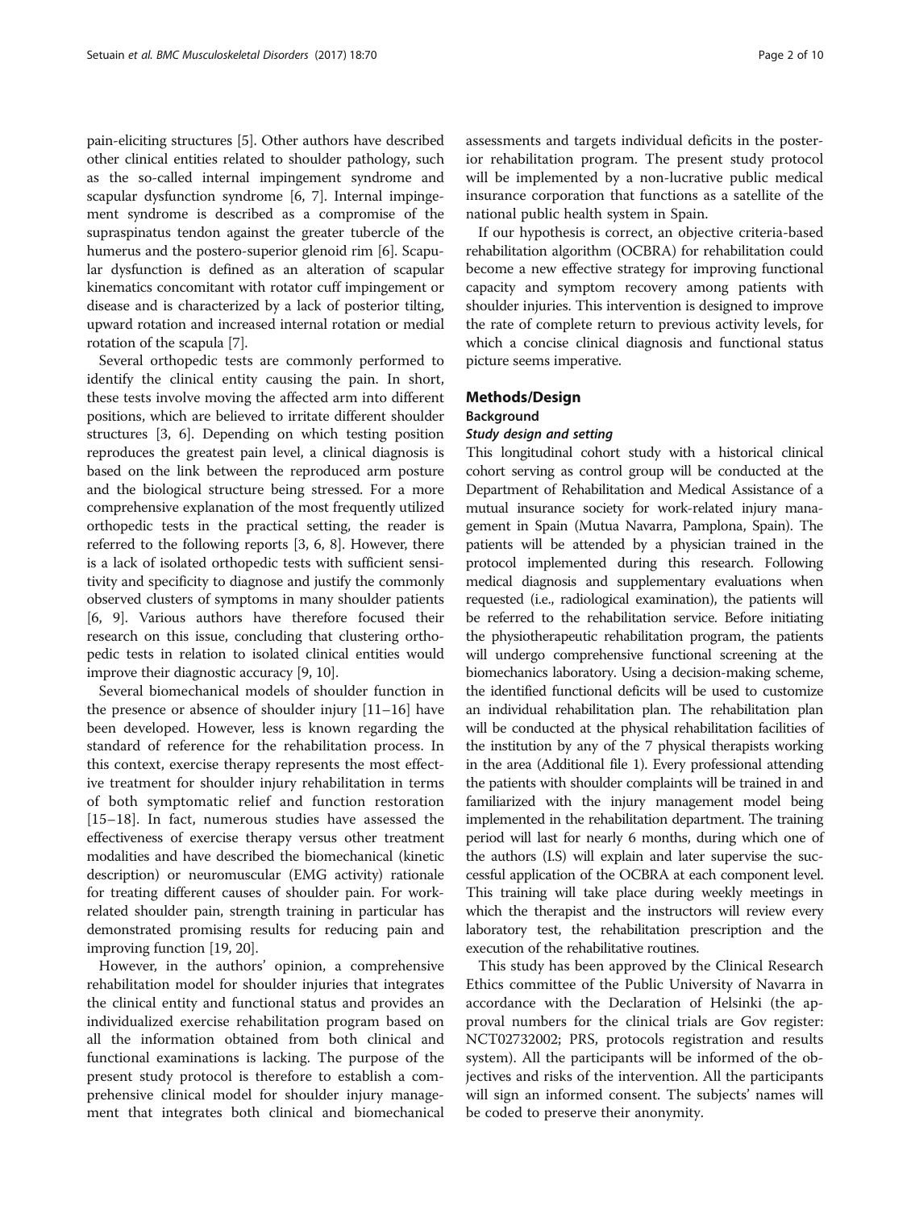pain-eliciting structures [5]. Other authors have described other clinical entities related to shoulder pathology, such as the so-called internal impingement syndrome and scapular dysfunction syndrome [6, 7]. Internal impingement syndrome is described as a compromise of the supraspinatus tendon against the greater tubercle of the humerus and the postero-superior glenoid rim [6]. Scapular dysfunction is defined as an alteration of scapular kinematics concomitant with rotator cuff impingement or disease and is characterized by a lack of posterior tilting, upward rotation and increased internal rotation or medial rotation of the scapula [7].

Several orthopedic tests are commonly performed to identify the clinical entity causing the pain. In short, these tests involve moving the affected arm into different positions, which are believed to irritate different shoulder structures [3, 6]. Depending on which testing position reproduces the greatest pain level, a clinical diagnosis is based on the link between the reproduced arm posture and the biological structure being stressed. For a more comprehensive explanation of the most frequently utilized orthopedic tests in the practical setting, the reader is referred to the following reports [3, 6, 8]. However, there is a lack of isolated orthopedic tests with sufficient sensitivity and specificity to diagnose and justify the commonly observed clusters of symptoms in many shoulder patients [6, 9]. Various authors have therefore focused their research on this issue, concluding that clustering orthopedic tests in relation to isolated clinical entities would improve their diagnostic accuracy [9, 10].

Several biomechanical models of shoulder function in the presence or absence of shoulder injury [11–16] have been developed. However, less is known regarding the standard of reference for the rehabilitation process. In this context, exercise therapy represents the most effective treatment for shoulder injury rehabilitation in terms of both symptomatic relief and function restoration [15–18]. In fact, numerous studies have assessed the effectiveness of exercise therapy versus other treatment modalities and have described the biomechanical (kinetic description) or neuromuscular (EMG activity) rationale for treating different causes of shoulder pain. For work-related shoulder pain, strength training in particular has demonstrated promising results for reducing pain and improving function [19, 20].

However, in the authors' opinion, a comprehensive rehabilitation model for shoulder injuries that integrates the clinical entity and functional status and provides an individualized exercise rehabilitation program based on all the information obtained from both clinical and functional examinations is lacking. The purpose of the present study protocol is therefore to establish a comprehensive clinical model for shoulder injury management that integrates both clinical and biomechanical assessments and targets individual deficits in the posterior rehabilitation program. The present study protocol will be implemented by a non-lucrative public medical insurance corporation that functions as a satellite of the national public health system in Spain.

If our hypothesis is correct, an objective criteria-based rehabilitation algorithm (OCBRA) for rehabilitation could become a new effective strategy for improving functional capacity and symptom recovery among patients with shoulder injuries. This intervention is designed to improve the rate of complete return to previous activity levels, for which a concise clinical diagnosis and functional status picture seems imperative.

## Methods/Design

### Background

#### *Study design and setting*

This longitudinal cohort study with a historical clinical cohort serving as control group will be conducted at the Department of Rehabilitation and Medical Assistance of a mutual insurance society for work-related injury management in Spain (Mutua Navarra, Pamplona, Spain). The patients will be attended by a physician trained in the protocol implemented during this research. Following medical diagnosis and supplementary evaluations when requested (i.e., radiological examination), the patients will be referred to the rehabilitation service. Before initiating the physiotherapeutic rehabilitation program, the patients will undergo comprehensive functional screening at the biomechanics laboratory. Using a decision-making scheme, the identified functional deficits will be used to customize an individual rehabilitation plan. The rehabilitation plan will be conducted at the physical rehabilitation facilities of the institution by any of the 7 physical therapists working in the area (Additional file 1). Every professional attending the patients with shoulder complaints will be trained in and familiarized with the injury management model being implemented in the rehabilitation department. The training period will last for nearly 6 months, during which one of the authors (I.S) will explain and later supervise the successful application of the OCBRA at each component level. This training will take place during weekly meetings in which the therapist and the instructors will review every laboratory test, the rehabilitation prescription and the execution of the rehabilitative routines.

This study has been approved by the Clinical Research Ethics committee of the Public University of Navarra in accordance with the Declaration of Helsinki (the approval numbers for the clinical trials are Gov register: NCT02732002; PRS, protocols registration and results system). All the participants will be informed of the objectives and risks of the intervention. All the participants will sign an informed consent. The subjects' names will be coded to preserve their anonymity.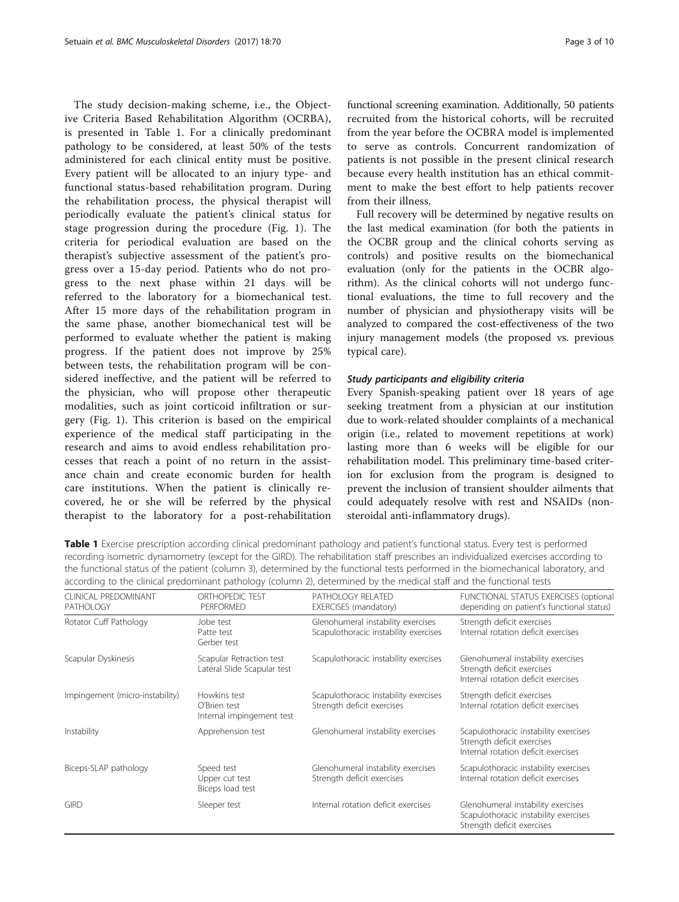The study decision-making scheme, i.e., the Objective Criteria Based Rehabilitation Algorithm (OCRBA), is presented in Table 1. For a clinically predominant pathology to be considered, at least 50% of the tests administered for each clinical entity must be positive. Every patient will be allocated to an injury type- and functional status-based rehabilitation program. During the rehabilitation process, the physical therapist will periodically evaluate the patient's clinical status for stage progression during the procedure (Fig. 1). The criteria for periodical evaluation are based on the therapist's subjective assessment of the patient's progress over a 15-day period. Patients who do not progress to the next phase within 21 days will be referred to the laboratory for a biomechanical test. After 15 more days of the rehabilitation program in the same phase, another biomechanical test will be performed to evaluate whether the patient is making progress. If the patient does not improve by 25% between tests, the rehabilitation program will be considered ineffective, and the patient will be referred to the physician, who will propose other therapeutic modalities, such as joint corticoid infiltration or surgery (Fig. 1). This criterion is based on the empirical experience of the medical staff participating in the research and aims to avoid endless rehabilitation processes that reach a point of no return in the assistance chain and create economic burden for health care institutions. When the patient is clinically recovered, he or she will be referred by the physical therapist to the laboratory for a post-rehabilitation functional screening examination. Additionally, 50 patients recruited from the historical cohorts, will be recruited from the year before the OCBRA model is implemented to serve as controls. Concurrent randomization of patients is not possible in the present clinical research because every health institution has an ethical commitment to make the best effort to help patients recover from their illness.

Full recovery will be determined by negative results on the last medical examination (for both the patients in the OCBR group and the clinical cohorts serving as controls) and positive results on the biomechanical evaluation (only for the patients in the OCBR algorithm). As the clinical cohorts will not undergo functional evaluations, the time to full recovery and the number of physician and physiotherapy visits will be analyzed to compared the cost-effectiveness of the two injury management models (the proposed vs. previous typical care).

### *Study participants and eligibility criteria*

Every Spanish-speaking patient over 18 years of age seeking treatment from a physician at our institution due to work-related shoulder complaints of a mechanical origin (i.e., related to movement repetitions at work) lasting more than 6 weeks will be eligible for our rehabilitation model. This preliminary time-based criterion for exclusion from the program is designed to prevent the inclusion of transient shoulder ailments that could adequately resolve with rest and NSAIDs (non-steroidal anti-inflammatory drugs).

**Table 1** Exercise prescription according clinical predominant pathology and patient's functional status. Every test is performed recording isometric dynamometry (except for the GIRD). The rehabilitation staff prescribes an individualized exercises according to the functional status of the patient (column 3), determined by the functional tests performed in the biomechanical laboratory, and according to the clinical predominant pathology (column 2), determined by the medical staff and the functional tests

| CLINICAL PREDOMINANT PATHOLOGY | ORTHOPEDIC TEST PERFORMED | PATHOLOGY RELATED EXERCISES (mandatory) | FUNCTIONAL STATUS EXERCISES (optional depending on patient's functional status) |
|---|---|---|---|
| Rotator Cuff Pathology | Jobe test<br>Patte test<br>Gerber test | Glenohumeral instability exercises<br>Scapulothoracic instability exercises | Strength deficit exercises<br>Internal rotation deficit exercises |
| Scapular Dyskinesis | Scapular Retraction test<br>Lateral Slide Scapular test | Scapulothoracic instability exercises | Glenohumeral instability exercises<br>Strength deficit exercises<br>Internal rotation deficit exercises |
| Impingement (micro-instability) | Howkins test<br>O'Brien test<br>Internal impingement test | Scapulothoracic instability exercises<br>Strength deficit exercises | Strength deficit exercises<br>Internal rotation deficit exercises |
| Instability | Apprehension test | Glenohumeral instability exercises | Scapulothoracic instability exercises<br>Strength deficit exercises<br>Internal rotation deficit exercises |
| Biceps-SLAP pathology | Speed test<br>Upper cut test<br>Biceps load test | Glenohumeral instability exercises<br>Strength deficit exercises | Scapulothoracic instability exercises<br>Internal rotation deficit exercises |
| GIRD | Sleeper test | Internal rotation deficit exercises | Glenohumeral instability exercises<br>Scapulothoracic instability exercises<br>Strength deficit exercises |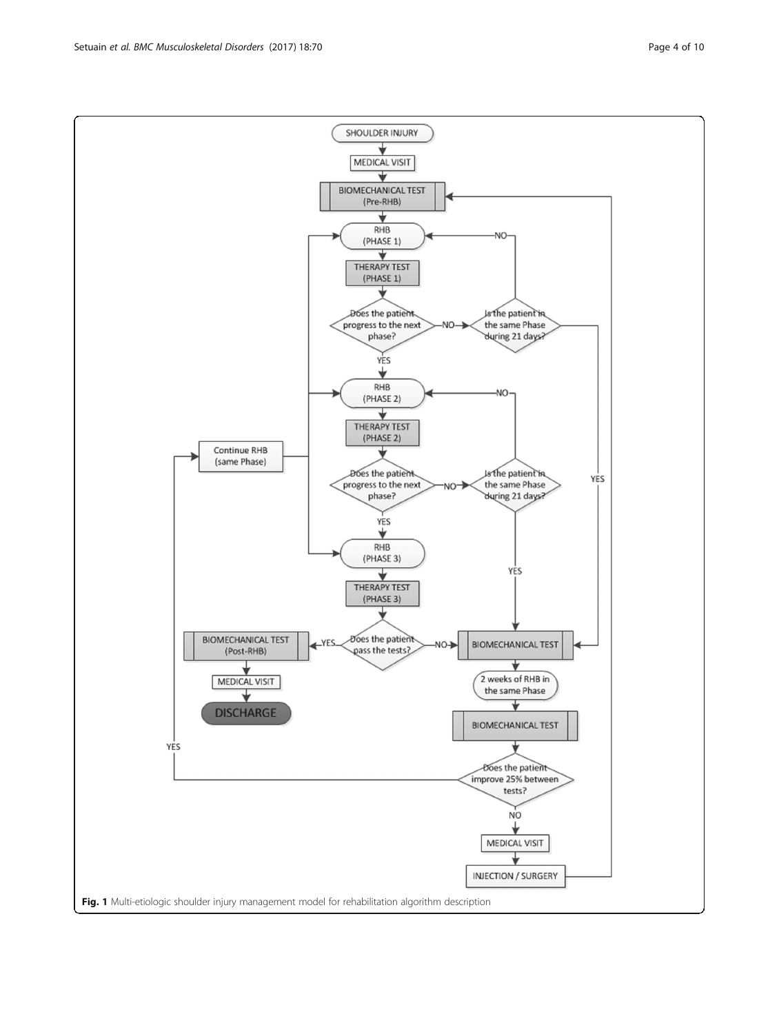SHOULDER INJURY

MEDICAL VISIT

BIOMECHANICAL TEST (Pre-RHB)

RHB (PHASE 1)

THERAPY TEST (PHASE 1)

Does the patient progress to the next phase?

YES / NO

Is the patient in the same Phase during 21 days?

YES / NO

RHB (PHASE 2)

THERAPY TEST (PHASE 2)

Does the patient progress to the next phase?

YES / NO

Is the patient in the same Phase during 21 days?

YES / NO

RHB (PHASE 3)

THERAPY TEST (PHASE 3)

Does the patient pass the tests?

YES / NO

BIOMECHANICAL TEST (Post-RHB)

MEDICAL VISIT

DISCHARGE

BIOMECHANICAL TEST

2 weeks of RHB in the same Phase

BIOMECHANICAL TEST

Does the patient improve 25% between tests?

YES / NO

Continue RHB (same Phase)

MEDICAL VISIT

INJECTION / SURGERY

**Fig. 1** Multi-etiologic shoulder injury management model for rehabilitation algorithm description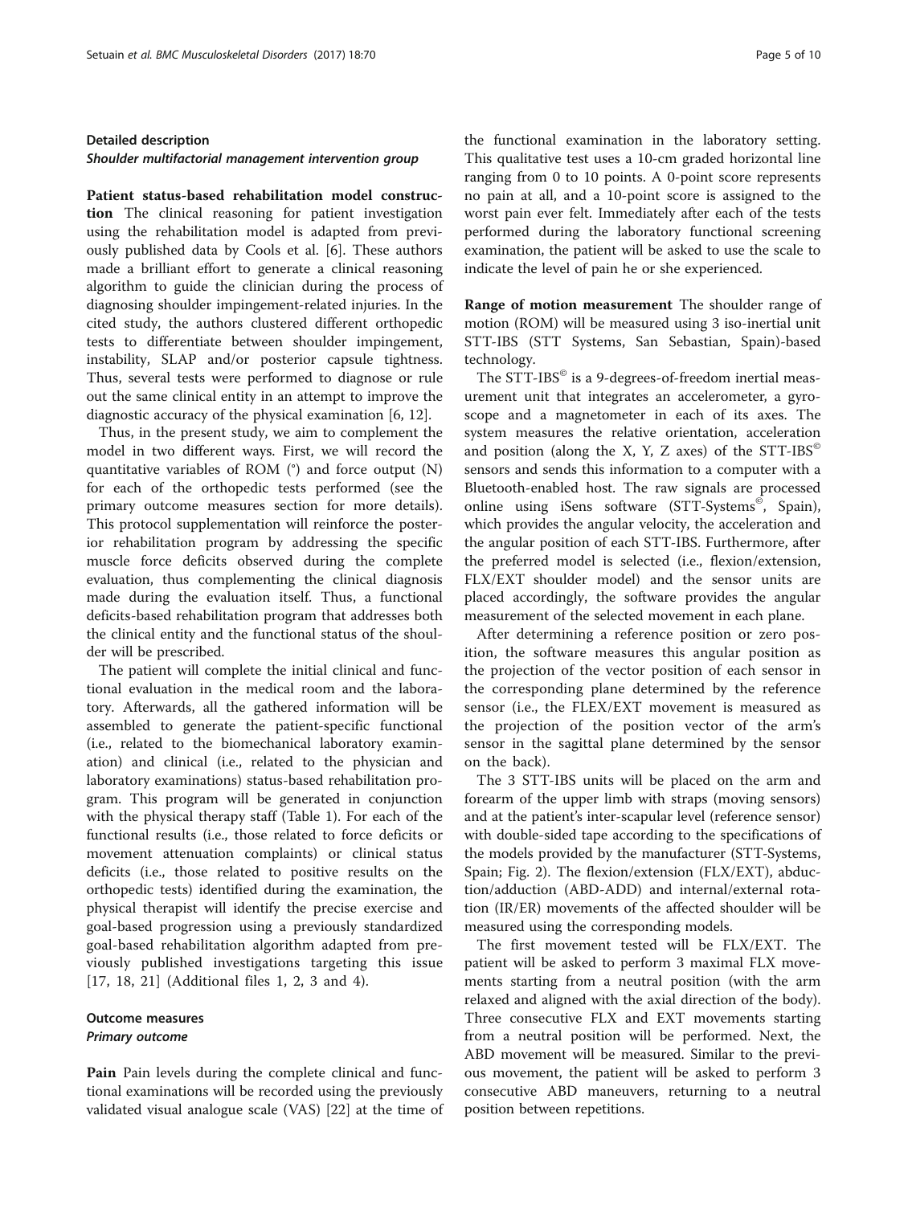### Detailed description

#### *Shoulder multifactorial management intervention group*

**Patient status-based rehabilitation model construction** The clinical reasoning for patient investigation using the rehabilitation model is adapted from previously published data by Cools et al. [6]. These authors made a brilliant effort to generate a clinical reasoning algorithm to guide the clinician during the process of diagnosing shoulder impingement-related injuries. In the cited study, the authors clustered different orthopedic tests to differentiate between shoulder impingement, instability, SLAP and/or posterior capsule tightness. Thus, several tests were performed to diagnose or rule out the same clinical entity in an attempt to improve the diagnostic accuracy of the physical examination [6, 12].

Thus, in the present study, we aim to complement the model in two different ways. First, we will record the quantitative variables of ROM (°) and force output (N) for each of the orthopedic tests performed (see the primary outcome measures section for more details). This protocol supplementation will reinforce the posterior rehabilitation program by addressing the specific muscle force deficits observed during the complete evaluation, thus complementing the clinical diagnosis made during the evaluation itself. Thus, a functional deficits-based rehabilitation program that addresses both the clinical entity and the functional status of the shoulder will be prescribed.

The patient will complete the initial clinical and functional evaluation in the medical room and the laboratory. Afterwards, all the gathered information will be assembled to generate the patient-specific functional (i.e., related to the biomechanical laboratory examination) and clinical (i.e., related to the physician and laboratory examinations) status-based rehabilitation program. This program will be generated in conjunction with the physical therapy staff (Table 1). For each of the functional results (i.e., those related to force deficits or movement attenuation complaints) or clinical status deficits (i.e., those related to positive results on the orthopedic tests) identified during the examination, the physical therapist will identify the precise exercise and goal-based progression using a previously standardized goal-based rehabilitation algorithm adapted from previously published investigations targeting this issue [17, 18, 21] (Additional files 1, 2, 3 and 4).

### Outcome measures

#### *Primary outcome*

**Pain** Pain levels during the complete clinical and functional examinations will be recorded using the previously validated visual analogue scale (VAS) [22] at the time of the functional examination in the laboratory setting. This qualitative test uses a 10-cm graded horizontal line ranging from 0 to 10 points. A 0-point score represents no pain at all, and a 10-point score is assigned to the worst pain ever felt. Immediately after each of the tests performed during the laboratory functional screening examination, the patient will be asked to use the scale to indicate the level of pain he or she experienced.

**Range of motion measurement** The shoulder range of motion (ROM) will be measured using 3 iso-inertial unit STT-IBS (STT Systems, San Sebastian, Spain)-based technology.

The STT-IBS© is a 9-degrees-of-freedom inertial measurement unit that integrates an accelerometer, a gyroscope and a magnetometer in each of its axes. The system measures the relative orientation, acceleration and position (along the X, Y, Z axes) of the STT-IBS© sensors and sends this information to a computer with a Bluetooth-enabled host. The raw signals are processed online using iSens software (STT-Systems©, Spain), which provides the angular velocity, the acceleration and the angular position of each STT-IBS. Furthermore, after the preferred model is selected (i.e., flexion/extension, FLX/EXT shoulder model) and the sensor units are placed accordingly, the software provides the angular measurement of the selected movement in each plane.

After determining a reference position or zero position, the software measures this angular position as the projection of the vector position of each sensor in the corresponding plane determined by the reference sensor (i.e., the FLEX/EXT movement is measured as the projection of the position vector of the arm's sensor in the sagittal plane determined by the sensor on the back).

The 3 STT-IBS units will be placed on the arm and forearm of the upper limb with straps (moving sensors) and at the patient's inter-scapular level (reference sensor) with double-sided tape according to the specifications of the models provided by the manufacturer (STT-Systems, Spain; Fig. 2). The flexion/extension (FLX/EXT), abduction/adduction (ABD-ADD) and internal/external rotation (IR/ER) movements of the affected shoulder will be measured using the corresponding models.

The first movement tested will be FLX/EXT. The patient will be asked to perform 3 maximal FLX movements starting from a neutral position (with the arm relaxed and aligned with the axial direction of the body). Three consecutive FLX and EXT movements starting from a neutral position will be performed. Next, the ABD movement will be measured. Similar to the previous movement, the patient will be asked to perform 3 consecutive ABD maneuvers, returning to a neutral position between repetitions.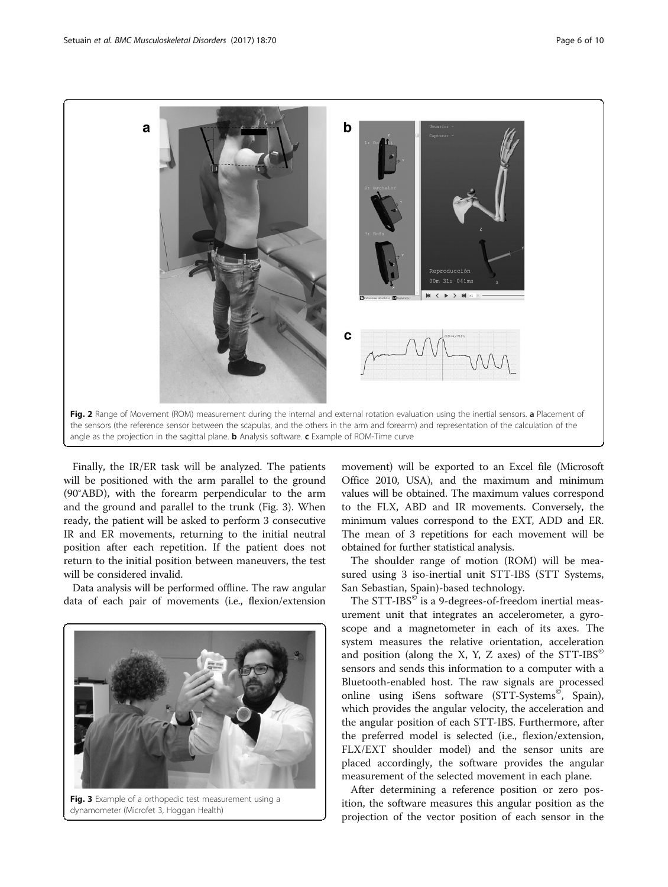**Fig. 2** Range of Movement (ROM) measurement during the internal and external rotation evaluation using the inertial sensors. **a** Placement of the sensors (the reference sensor between the scapulas, and the others in the arm and forearm) and representation of the calculation of the angle as the projection in the sagittal plane. **b** Analysis software. **c** Example of ROM-Time curve

Finally, the IR/ER task will be analyzed. The patients will be positioned with the arm parallel to the ground (90°ABD), with the forearm perpendicular to the arm and the ground and parallel to the trunk (Fig. 3). When ready, the patient will be asked to perform 3 consecutive IR and ER movements, returning to the initial neutral position after each repetition. If the patient does not return to the initial position between maneuvers, the test will be considered invalid.

Data analysis will be performed offline. The raw angular data of each pair of movements (i.e., flexion/extension movement) will be exported to an Excel file (Microsoft Office 2010, USA), and the maximum and minimum values will be obtained. The maximum values correspond to the FLX, ABD and IR movements. Conversely, the minimum values correspond to the EXT, ADD and ER. The mean of 3 repetitions for each movement will be obtained for further statistical analysis.

**Fig. 3** Example of a orthopedic test measurement using a dynamometer (Microfet 3, Hoggan Health)

The shoulder range of motion (ROM) will be measured using 3 iso-inertial unit STT-IBS (STT Systems, San Sebastian, Spain)-based technology.

The STT-IBS© is a 9-degrees-of-freedom inertial measurement unit that integrates an accelerometer, a gyroscope and a magnetometer in each of its axes. The system measures the relative orientation, acceleration and position (along the X, Y, Z axes) of the STT-IBS© sensors and sends this information to a computer with a Bluetooth-enabled host. The raw signals are processed online using iSens software (STT-Systems©, Spain), which provides the angular velocity, the acceleration and the angular position of each STT-IBS. Furthermore, after the preferred model is selected (i.e., flexion/extension, FLX/EXT shoulder model) and the sensor units are placed accordingly, the software provides the angular measurement of the selected movement in each plane.

After determining a reference position or zero position, the software measures this angular position as the projection of the vector position of each sensor in the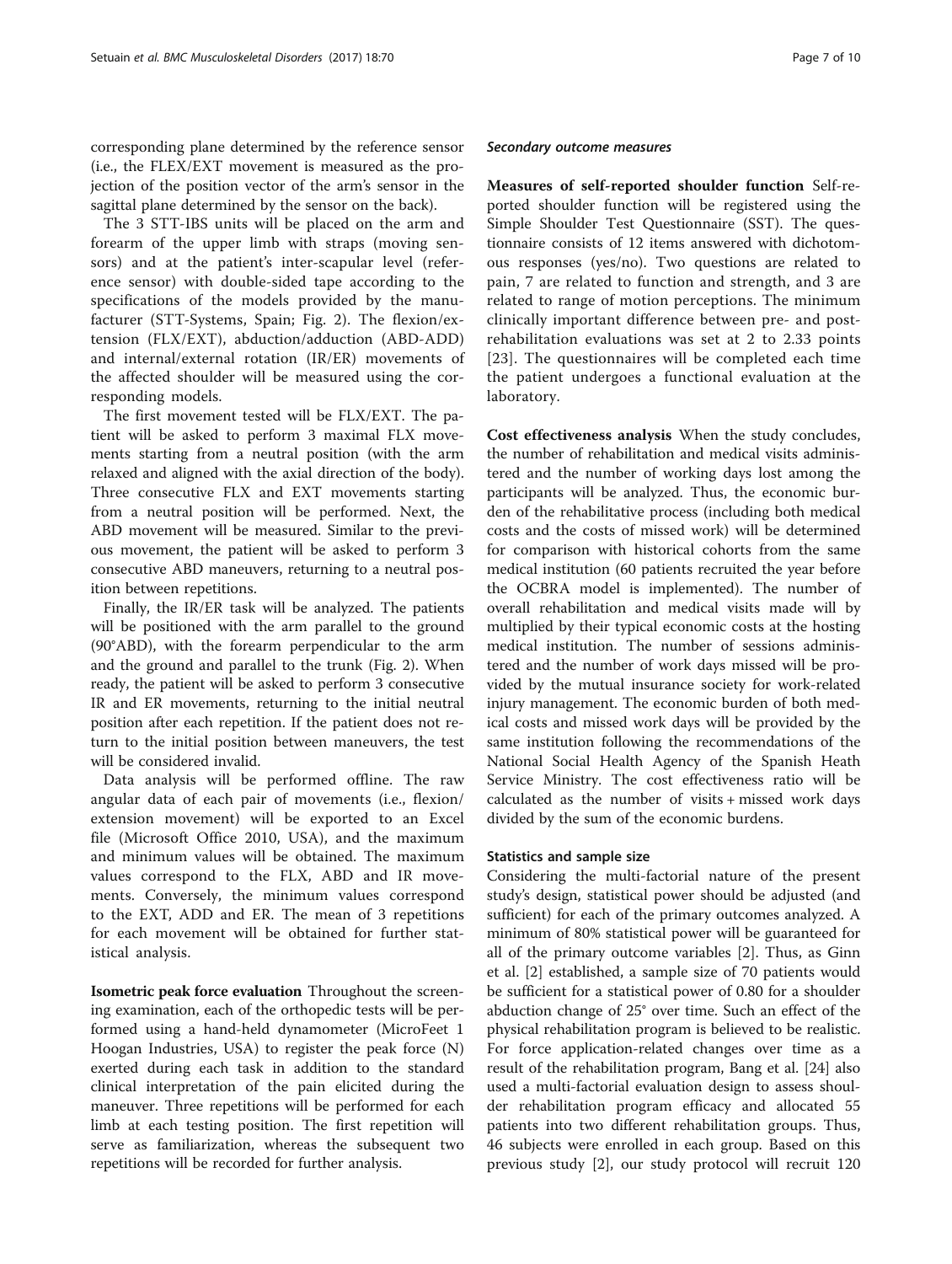corresponding plane determined by the reference sensor (i.e., the FLEX/EXT movement is measured as the projection of the position vector of the arm's sensor in the sagittal plane determined by the sensor on the back).

The 3 STT-IBS units will be placed on the arm and forearm of the upper limb with straps (moving sensors) and at the patient's inter-scapular level (reference sensor) with double-sided tape according to the specifications of the models provided by the manufacturer (STT-Systems, Spain; Fig. 2). The flexion/extension (FLX/EXT), abduction/adduction (ABD-ADD) and internal/external rotation (IR/ER) movements of the affected shoulder will be measured using the corresponding models.

The first movement tested will be FLX/EXT. The patient will be asked to perform 3 maximal FLX movements starting from a neutral position (with the arm relaxed and aligned with the axial direction of the body). Three consecutive FLX and EXT movements starting from a neutral position will be performed. Next, the ABD movement will be measured. Similar to the previous movement, the patient will be asked to perform 3 consecutive ABD maneuvers, returning to a neutral position between repetitions.

Finally, the IR/ER task will be analyzed. The patients will be positioned with the arm parallel to the ground (90°ABD), with the forearm perpendicular to the arm and the ground and parallel to the trunk (Fig. 2). When ready, the patient will be asked to perform 3 consecutive IR and ER movements, returning to the initial neutral position after each repetition. If the patient does not return to the initial position between maneuvers, the test will be considered invalid.

Data analysis will be performed offline. The raw angular data of each pair of movements (i.e., flexion/extension movement) will be exported to an Excel file (Microsoft Office 2010, USA), and the maximum and minimum values will be obtained. The maximum values correspond to the FLX, ABD and IR movements. Conversely, the minimum values correspond to the EXT, ADD and ER. The mean of 3 repetitions for each movement will be obtained for further statistical analysis.

**Isometric peak force evaluation** Throughout the screening examination, each of the orthopedic tests will be performed using a hand-held dynamometer (MicroFeet 1 Hoogan Industries, USA) to register the peak force (N) exerted during each task in addition to the standard clinical interpretation of the pain elicited during the maneuver. Three repetitions will be performed for each limb at each testing position. The first repetition will serve as familiarization, whereas the subsequent two repetitions will be recorded for further analysis.

### *Secondary outcome measures*

**Measures of self-reported shoulder function** Self-reported shoulder function will be registered using the Simple Shoulder Test Questionnaire (SST). The questionnaire consists of 12 items answered with dichotomous responses (yes/no). Two questions are related to pain, 7 are related to function and strength, and 3 are related to range of motion perceptions. The minimum clinically important difference between pre- and post-rehabilitation evaluations was set at 2 to 2.33 points [23]. The questionnaires will be completed each time the patient undergoes a functional evaluation at the laboratory.

**Cost effectiveness analysis** When the study concludes, the number of rehabilitation and medical visits administered and the number of working days lost among the participants will be analyzed. Thus, the economic burden of the rehabilitative process (including both medical costs and the costs of missed work) will be determined for comparison with historical cohorts from the same medical institution (60 patients recruited the year before the OCBRA model is implemented). The number of overall rehabilitation and medical visits made will by multiplied by their typical economic costs at the hosting medical institution. The number of sessions administered and the number of work days missed will be provided by the mutual insurance society for work-related injury management. The economic burden of both medical costs and missed work days will be provided by the same institution following the recommendations of the National Social Health Agency of the Spanish Heath Service Ministry. The cost effectiveness ratio will be calculated as the number of visits + missed work days divided by the sum of the economic burdens.

### Statistics and sample size

Considering the multi-factorial nature of the present study's design, statistical power should be adjusted (and sufficient) for each of the primary outcomes analyzed. A minimum of 80% statistical power will be guaranteed for all of the primary outcome variables [2]. Thus, as Ginn et al. [2] established, a sample size of 70 patients would be sufficient for a statistical power of 0.80 for a shoulder abduction change of 25° over time. Such an effect of the physical rehabilitation program is believed to be realistic. For force application-related changes over time as a result of the rehabilitation program, Bang et al. [24] also used a multi-factorial evaluation design to assess shoulder rehabilitation program efficacy and allocated 55 patients into two different rehabilitation groups. Thus, 46 subjects were enrolled in each group. Based on this previous study [2], our study protocol will recruit 120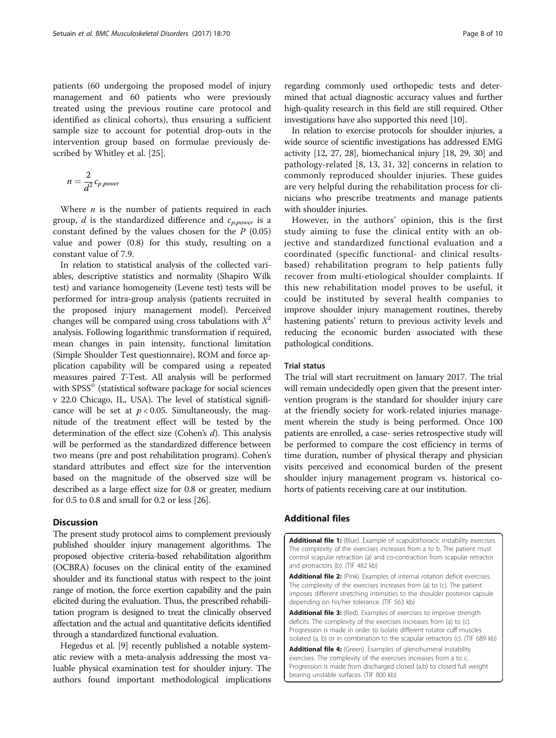patients (60 undergoing the proposed model of injury management and 60 patients who were previously treated using the previous routine care protocol and identified as clinical cohorts), thus ensuring a sufficient sample size to account for potential drop-outs in the intervention group based on formulae previously described by Whitley et al. [25].

$$n = \frac{2}{d^2} c_{p,power}$$

Where $n$ is the number of patients required in each group, $d$ is the standardized difference and $c_{p,power}$ is a constant defined by the values chosen for the $P$ (0.05) value and power (0.8) for this study, resulting on a constant value of 7.9.

In relation to statistical analysis of the collected variables, descriptive statistics and normality (Shapiro Wilk test) and variance homogeneity (Levene test) tests will be performed for intra-group analysis (patients recruited in the proposed injury management model). Perceived changes will be compared using cross tabulations with $X^2$ analysis. Following logarithmic transformation if required, mean changes in pain intensity, functional limitation (Simple Shoulder Test questionnaire), ROM and force application capability will be compared using a repeated measures paired $T$-Test. All analysis will be performed with SPSS© (statistical software package for social sciences v 22.0 Chicago, IL, USA). The level of statistical significance will be set at $p < 0.05$. Simultaneously, the magnitude of the treatment effect will be tested by the determination of the effect size (Cohen's $d$). This analysis will be performed as the standardized difference between two means (pre and post rehabilitation program). Cohen's standard attributes and effect size for the intervention based on the magnitude of the observed size will be described as a large effect size for 0.8 or greater, medium for 0.5 to 0.8 and small for 0.2 or less [26].

## Discussion

The present study protocol aims to complement previously published shoulder injury management algorithms. The proposed objective criteria-based rehabilitation algorithm (OCBRA) focuses on the clinical entity of the examined shoulder and its functional status with respect to the joint range of motion, the force exertion capability and the pain elicited during the evaluation. Thus, the prescribed rehabilitation program is designed to treat the clinically observed affectation and the actual and quantitative deficits identified through a standardized functional evaluation.

Hegedus et al. [9] recently published a notable systematic review with a meta-analysis addressing the most valuable physical examination test for shoulder injury. The authors found important methodological implications regarding commonly used orthopedic tests and determined that actual diagnostic accuracy values and further high-quality research in this field are still required. Other investigations have also supported this need [10].

In relation to exercise protocols for shoulder injuries, a wide source of scientific investigations has addressed EMG activity [12, 27, 28], biomechanical injury [18, 29, 30] and pathology-related [8, 13, 31, 32] concerns in relation to commonly reproduced shoulder injuries. These guides are very helpful during the rehabilitation process for clinicians who prescribe treatments and manage patients with shoulder injuries.

However, in the authors' opinion, this is the first study aiming to fuse the clinical entity with an objective and standardized functional evaluation and a coordinated (specific functional- and clinical results-based) rehabilitation program to help patients fully recover from multi-etiological shoulder complaints. If this new rehabilitation model proves to be useful, it could be instituted by several health companies to improve shoulder injury management routines, thereby hastening patients' return to previous activity levels and reducing the economic burden associated with these pathological conditions.

### Trial status

The trial will start recruitment on January 2017. The trial will remain undecidedly open given that the present intervention program is the standard for shoulder injury care at the friendly society for work-related injuries management wherein the study is being performed. Once 100 patients are enrolled, a case- series retrospective study will be performed to compare the cost efficiency in terms of time duration, number of physical therapy and physician visits perceived and economical burden of the present shoulder injury management program vs. historical cohorts of patients receiving care at our institution.

## Additional files

**Additional file 1:** (Blue). Example of scapulothoracic instability exercises. The complexity of the exercises increases from a to b. The patient must control scapular retraction (a) and co-contraction from scapular retractor and protractors (b). (TIF 482 kb)

**Additional file 2:** (Pink). Examples of internal rotation deficit exercises. The complexity of the exercises increases from (a) to (c). The patient imposes different stretching intensities to the shoulder posterior capsule depending on his/her tolerance. (TIF 563 kb)

**Additional file 3:** (Red). Examples of exercises to improve strength deficits. The complexity of the exercises increases from (a) to (c). Progression is made in order to isolate different rotator cuff muscles isolated (a, b) or in combination to the scapular retractors (c). (TIF 689 kb)

**Additional file 4:** (Green). Examples of glenohumeral instability exercises. The complexity of the exercises increases from a to c. Progression is made from discharged closed (a,b) to closed full weight bearing unstable surfaces. (TIF 800 kb)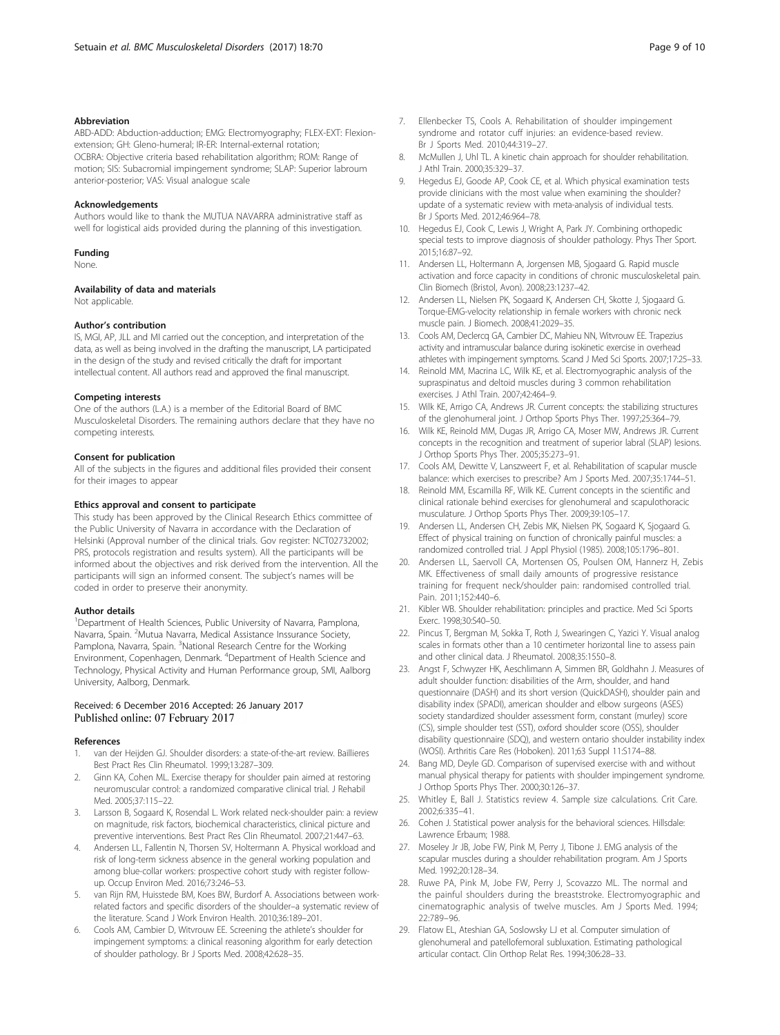### Abbreviation

ABD-ADD: Abduction-adduction; EMG: Electromyography; FLEX-EXT: Flexion-extension; GH: Gleno-humeral; IR-ER: Internal-external rotation; OCBRA: Objective criteria based rehabilitation algorithm; ROM: Range of motion; SIS: Subacromial impingement syndrome; SLAP: Superior labroum anterior-posterior; VAS: Visual analogue scale

### Acknowledgements

Authors would like to thank the MUTUA NAVARRA administrative staff as well for logistical aids provided during the planning of this investigation.

### Funding

None.

### Availability of data and materials

Not applicable.

### Author's contribution

IS, MGI, AP, JLL and MI carried out the conception, and interpretation of the data, as well as being involved in the drafting the manuscript, LA participated in the design of the study and revised critically the draft for important intellectual content. All authors read and approved the final manuscript.

### Competing interests

One of the authors (L.A.) is a member of the Editorial Board of BMC Musculoskeletal Disorders. The remaining authors declare that they have no competing interests.

### Consent for publication

All of the subjects in the figures and additional files provided their consent for their images to appear

### Ethics approval and consent to participate

This study has been approved by the Clinical Research Ethics committee of the Public University of Navarra in accordance with the Declaration of Helsinki (Approval number of the clinical trials. Gov register: NCT02732002; PRS, protocols registration and results system). All the participants will be informed about the objectives and risk derived from the intervention. All the participants will sign an informed consent. The subject's names will be coded in order to preserve their anonymity.

### Author details

[1]Department of Health Sciences, Public University of Navarra, Pamplona, Navarra, Spain. [2]Mutua Navarra, Medical Assistance Inssurance Society, Pamplona, Navarra, Spain. [3]National Research Centre for the Working Environment, Copenhagen, Denmark. [4]Department of Health Science and Technology, Physical Activity and Human Performance group, SMI, Aalborg University, Aalborg, Denmark.

Received: 6 December 2016 Accepted: 26 January 2017
Published online: 07 February 2017

### References

1. van der Heijden GJ. Shoulder disorders: a state-of-the-art review. Baillieres Best Pract Res Clin Rheumatol. 1999;13:287–309.
2. Ginn KA, Cohen ML. Exercise therapy for shoulder pain aimed at restoring neuromuscular control: a randomized comparative clinical trial. J Rehabil Med. 2005;37:115–22.
3. Larsson B, Sogaard K, Rosendal L. Work related neck-shoulder pain: a review on magnitude, risk factors, biochemical characteristics, clinical picture and preventive interventions. Best Pract Res Clin Rheumatol. 2007;21:447–63.
4. Andersen LL, Fallentin N, Thorsen SV, Holtermann A. Physical workload and risk of long-term sickness absence in the general working population and among blue-collar workers: prospective cohort study with register follow-up. Occup Environ Med. 2016;73:246–53.
5. van Rijn RM, Huisstede BM, Koes BW, Burdorf A. Associations between work-related factors and specific disorders of the shoulder–a systematic review of the literature. Scand J Work Environ Health. 2010;36:189–201.
6. Cools AM, Cambier D, Witvrouw EE. Screening the athlete's shoulder for impingement symptoms: a clinical reasoning algorithm for early detection of shoulder pathology. Br J Sports Med. 2008;42:628–35.
7. Ellenbecker TS, Cools A. Rehabilitation of shoulder impingement syndrome and rotator cuff injuries: an evidence-based review. Br J Sports Med. 2010;44:319–27.
8. McMullen J, Uhl TL. A kinetic chain approach for shoulder rehabilitation. J Athl Train. 2000;35:329–37.
9. Hegedus EJ, Goode AP, Cook CE, et al. Which physical examination tests provide clinicians with the most value when examining the shoulder? update of a systematic review with meta-analysis of individual tests. Br J Sports Med. 2012;46:964–78.
10. Hegedus EJ, Cook C, Lewis J, Wright A, Park JY. Combining orthopedic special tests to improve diagnosis of shoulder pathology. Phys Ther Sport. 2015;16:87–92.
11. Andersen LL, Holtermann A, Jorgensen MB, Sjogaard G. Rapid muscle activation and force capacity in conditions of chronic musculoskeletal pain. Clin Biomech (Bristol, Avon). 2008;23:1237–42.
12. Andersen LL, Nielsen PK, Sogaard K, Andersen CH, Skotte J, Sjogaard G. Torque-EMG-velocity relationship in female workers with chronic neck muscle pain. J Biomech. 2008;41:2029–35.
13. Cools AM, Declercq GA, Cambier DC, Mahieu NN, Witvrouw EE. Trapezius activity and intramuscular balance during isokinetic exercise in overhead athletes with impingement symptoms. Scand J Med Sci Sports. 2007;17:25–33.
14. Reinold MM, Macrina LC, Wilk KE, et al. Electromyographic analysis of the supraspinatus and deltoid muscles during 3 common rehabilitation exercises. J Athl Train. 2007;42:464–9.
15. Wilk KE, Arrigo CA, Andrews JR. Current concepts: the stabilizing structures of the glenohumeral joint. J Orthop Sports Phys Ther. 1997;25:364–79.
16. Wilk KE, Reinold MM, Dugas JR, Arrigo CA, Moser MW, Andrews JR. Current concepts in the recognition and treatment of superior labral (SLAP) lesions. J Orthop Sports Phys Ther. 2005;35:273–91.
17. Cools AM, Dewitte V, Lanszweert F, et al. Rehabilitation of scapular muscle balance: which exercises to prescribe? Am J Sports Med. 2007;35:1744–51.
18. Reinold MM, Escamilla RF, Wilk KE. Current concepts in the scientific and clinical rationale behind exercises for glenohumeral and scapulothoracic musculature. J Orthop Sports Phys Ther. 2009;39:105–17.
19. Andersen LL, Andersen CH, Zebis MK, Nielsen PK, Sogaard K, Sjogaard G. Effect of physical training on function of chronically painful muscles: a randomized controlled trial. J Appl Physiol (1985). 2008;105:1796–801.
20. Andersen LL, Saervoll CA, Mortensen OS, Poulsen OM, Hannerz H, Zebis MK. Effectiveness of small daily amounts of progressive resistance training for frequent neck/shoulder pain: randomised controlled trial. Pain. 2011;152:440–6.
21. Kibler WB. Shoulder rehabilitation: principles and practice. Med Sci Sports Exerc. 1998;30:S40–50.
22. Pincus T, Bergman M, Sokka T, Roth J, Swearingen C, Yazici Y. Visual analog scales in formats other than a 10 centimeter horizontal line to assess pain and other clinical data. J Rheumatol. 2008;35:1550–8.
23. Angst F, Schwyzer HK, Aeschlimann A, Simmen BR, Goldhahn J. Measures of adult shoulder function: disabilities of the Arm, shoulder, and hand questionnaire (DASH) and its short version (QuickDASH), shoulder pain and disability index (SPADI), american shoulder and elbow surgeons (ASES) society standardized shoulder assessment form, constant (murley) score (CS), simple shoulder test (SST), oxford shoulder score (OSS), shoulder disability questionnaire (SDQ), and western ontario shoulder instability index (WOSI). Arthritis Care Res (Hoboken). 2011;63 Suppl 11:S174–88.
24. Bang MD, Deyle GD. Comparison of supervised exercise with and without manual physical therapy for patients with shoulder impingement syndrome. J Orthop Sports Phys Ther. 2000;30:126–37.
25. Whitley E, Ball J. Statistics review 4. Sample size calculations. Crit Care. 2002;6:335–41.
26. Cohen J. Statistical power analysis for the behavioral sciences. Hillsdale: Lawrence Erbaum; 1988.
27. Moseley Jr JB, Jobe FW, Pink M, Perry J, Tibone J. EMG analysis of the scapular muscles during a shoulder rehabilitation program. Am J Sports Med. 1992;20:128–34.
28. Ruwe PA, Pink M, Jobe FW, Perry J, Scovazzo ML. The normal and the painful shoulders during the breaststroke. Electromyographic and cinematographic analysis of twelve muscles. Am J Sports Med. 1994; 22:789–96.
29. Flatow EL, Ateshian GA, Soslowsky LJ et al. Computer simulation of glenohumeral and patellofemoral subluxation. Estimating pathological articular contact. Clin Orthop Relat Res. 1994;306:28–33.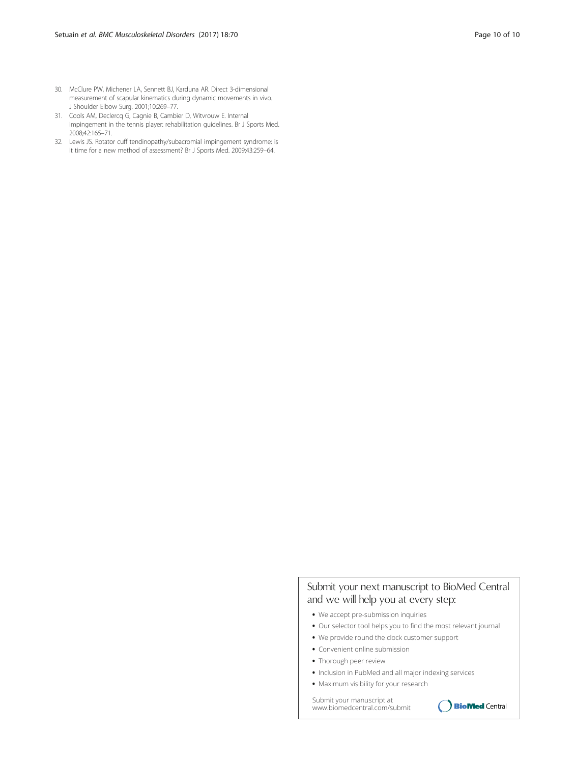30. McClure PW, Michener LA, Sennett BJ, Karduna AR. Direct 3-dimensional measurement of scapular kinematics during dynamic movements in vivo. J Shoulder Elbow Surg. 2001;10:269–77.
31. Cools AM, Declercq G, Cagnie B, Cambier D, Witvrouw E. Internal impingement in the tennis player: rehabilitation guidelines. Br J Sports Med. 2008;42:165–71.
32. Lewis JS. Rotator cuff tendinopathy/subacromial impingement syndrome: is it time for a new method of assessment? Br J Sports Med. 2009;43:259–64.

Submit your next manuscript to BioMed Central and we will help you at every step:

- We accept pre-submission inquiries
- Our selector tool helps you to find the most relevant journal
- We provide round the clock customer support
- Convenient online submission
- Thorough peer review
- Inclusion in PubMed and all major indexing services
- Maximum visibility for your research

Submit your manuscript at
www.biomedcentral.com/submit

BioMed Central